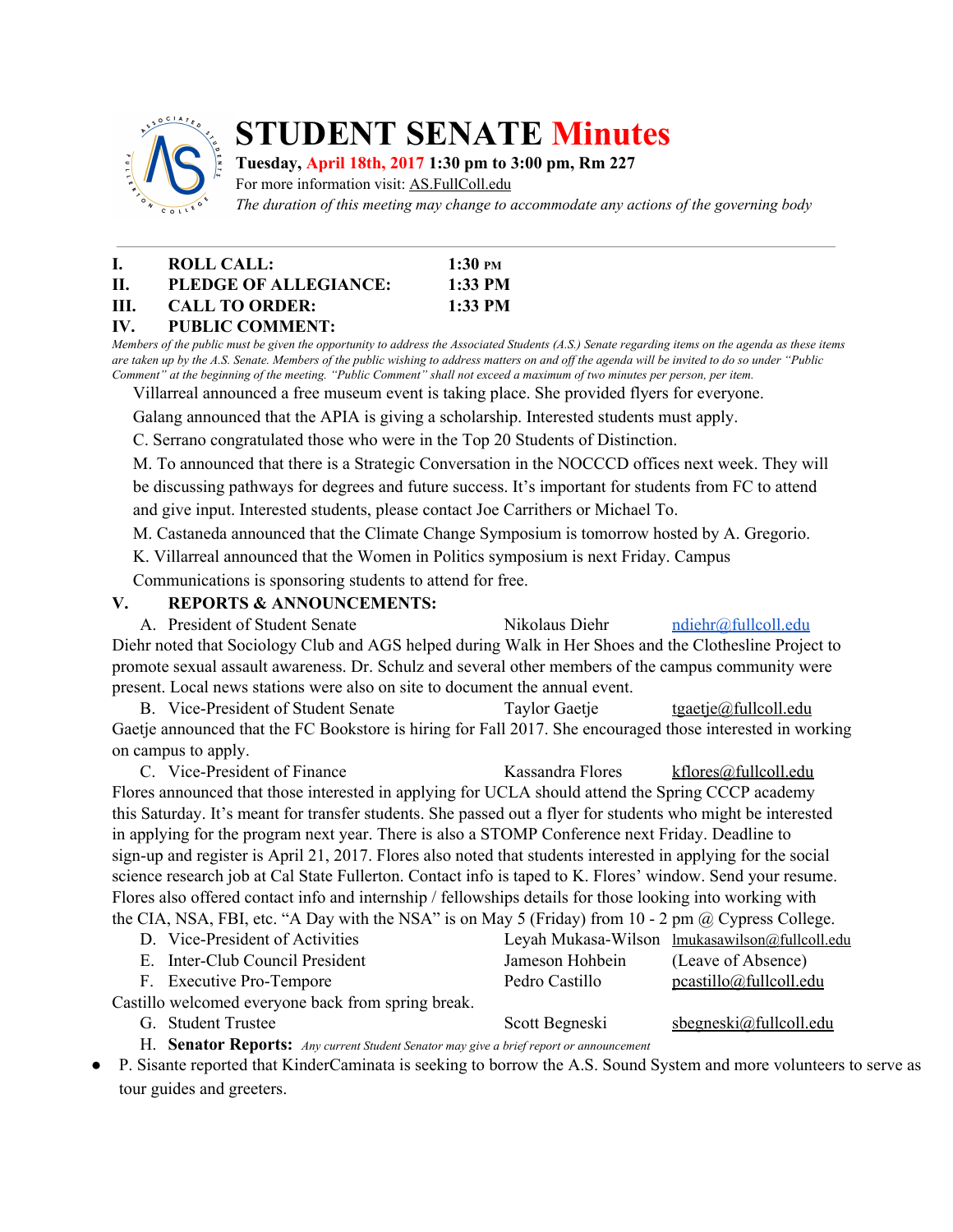# STUDENT SENATE Minutes

**Tuesday, April 18th, 2017 1:30 pm to 3:00 pm, Rm 227**

For more information visit: AS.FullColl.edu

*The duration of this meeting may change to accommodate any actions of the governing body*

---

**I. ROLL CALL:** **1:30 PM**

**II. PLEDGE OF ALLEGIANCE:** **1:33 PM**

**III. CALL TO ORDER:** **1:33 PM**

**IV. PUBLIC COMMENT:**

*Members of the public must be given the opportunity to address the Associated Students (A.S.) Senate regarding items on the agenda as these items are taken up by the A.S. Senate. Members of the public wishing to address matters on and off the agenda will be invited to do so under "Public Comment" at the beginning of the meeting. "Public Comment" shall not exceed a maximum of two minutes per person, per item.*

Villarreal announced a free museum event is taking place. She provided flyers for everyone.

Galang announced that the APIA is giving a scholarship. Interested students must apply.

C. Serrano congratulated those who were in the Top 20 Students of Distinction.

M. To announced that there is a Strategic Conversation in the NOCCCD offices next week. They will be discussing pathways for degrees and future success. It's important for students from FC to attend and give input. Interested students, please contact Joe Carrithers or Michael To.

M. Castaneda announced that the Climate Change Symposium is tomorrow hosted by A. Gregorio.

K. Villarreal announced that the Women in Politics symposium is next Friday. Campus Communications is sponsoring students to attend for free.

**V. REPORTS & ANNOUNCEMENTS:**

A. President of Student Senate — Nikolaus Diehr — ndiehr@fullcoll.edu

Diehr noted that Sociology Club and AGS helped during Walk in Her Shoes and the Clothesline Project to promote sexual assault awareness. Dr. Schulz and several other members of the campus community were present. Local news stations were also on site to document the annual event.

B. Vice-President of Student Senate — Taylor Gaetje — tgaetje@fullcoll.edu

Gaetje announced that the FC Bookstore is hiring for Fall 2017. She encouraged those interested in working on campus to apply.

C. Vice-President of Finance — Kassandra Flores — kflores@fullcoll.edu

Flores announced that those interested in applying for UCLA should attend the Spring CCCP academy this Saturday. It's meant for transfer students. She passed out a flyer for students who might be interested in applying for the program next year. There is also a STOMP Conference next Friday. Deadline to sign-up and register is April 21, 2017. Flores also noted that students interested in applying for the social science research job at Cal State Fullerton. Contact info is taped to K. Flores' window. Send your resume. Flores also offered contact info and internship / fellowships details for those looking into working with the CIA, NSA, FBI, etc. "A Day with the NSA" is on May 5 (Friday) from 10 - 2 pm @ Cypress College.

D. Vice-President of Activities — Leyah Mukasa-Wilson — lmukasawilson@fullcoll.edu

E. Inter-Club Council President — Jameson Hohbein — (Leave of Absence)

F. Executive Pro-Tempore — Pedro Castillo — pcastillo@fullcoll.edu

Castillo welcomed everyone back from spring break.

G. Student Trustee — Scott Begneski — sbegneski@fullcoll.edu

H. **Senator Reports:** *Any current Student Senator may give a brief report or announcement*

- P. Sisante reported that KinderCaminata is seeking to borrow the A.S. Sound System and more volunteers to serve as tour guides and greeters.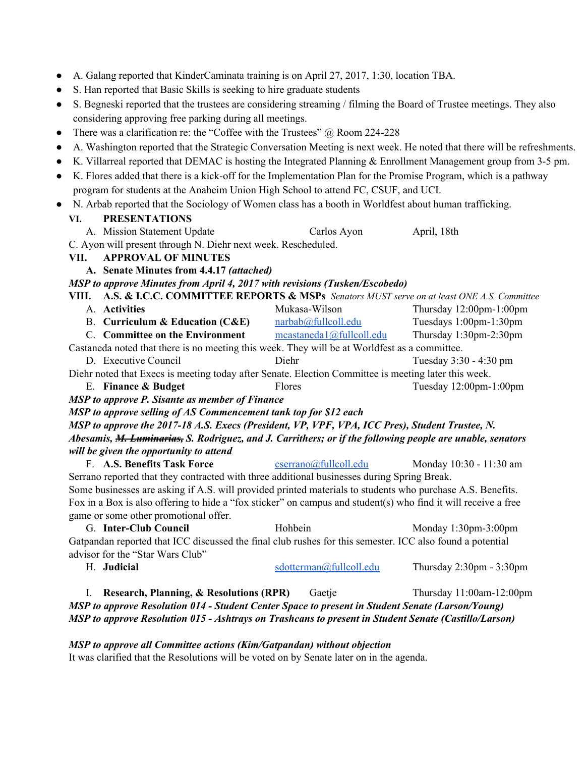- A. Galang reported that KinderCaminata training is on April 27, 2017, 1:30, location TBA.
- S. Han reported that Basic Skills is seeking to hire graduate students
- S. Begneski reported that the trustees are considering streaming / filming the Board of Trustee meetings. They also considering approving free parking during all meetings.
- There was a clarification re: the "Coffee with the Trustees" @ Room 224-228
- A. Washington reported that the Strategic Conversation Meeting is next week. He noted that there will be refreshments.
- K. Villarreal reported that DEMAC is hosting the Integrated Planning & Enrollment Management group from 3-5 pm.
- K. Flores added that there is a kick-off for the Implementation Plan for the Promise Program, which is a pathway program for students at the Anaheim Union High School to attend FC, CSUF, and UCI.
- N. Arbab reported that the Sociology of Women class has a booth in Worldfest about human trafficking.

**VI. PRESENTATIONS**

A. Mission Statement Update — Carlos Ayon — April, 18th

C. Ayon will present through N. Diehr next week. Rescheduled.

**VII. APPROVAL OF MINUTES**

**A. Senate Minutes from 4.4.17** ***(attached)***

***MSP to approve Minutes from April 4, 2017 with revisions (Tusken/Escobedo)***

**VIII. A.S. & I.C.C. COMMITTEE REPORTS & MSPs** *Senators MUST serve on at least ONE A.S. Committee*

A. **Activities** — Mukasa-Wilson — Thursday 12:00pm-1:00pm

B. **Curriculum & Education (C&E)** — narbab@fullcoll.edu — Tuesdays 1:00pm-1:30pm

C. **Committee on the Environment** — mcastaneda1@fullcoll.edu — Thursday 1:30pm-2:30pm

Castaneda noted that there is no meeting this week. They will be at Worldfest as a committee.

D. Executive Council — Diehr — Tuesday 3:30 - 4:30 pm

Diehr noted that Execs is meeting today after Senate. Election Committee is meeting later this week.

E. **Finance & Budget** — Flores — Tuesday 12:00pm-1:00pm

***MSP to approve P. Sisante as member of Finance***

***MSP to approve selling of AS Commencement tank top for $12 each***

***MSP to approve the 2017-18 A.S. Execs (President, VP, VPF, VPA, ICC Pres), Student Trustee, N. Abesamis, ~~M. Luminarias,~~ S. Rodriguez, and J. Carrithers; or if the following people are unable, senators will be given the opportunity to attend***

F. **A.S. Benefits Task Force** — cserrano@fullcoll.edu — Monday 10:30 - 11:30 am

Serrano reported that they contracted with three additional businesses during Spring Break. Some businesses are asking if A.S. will provided printed materials to students who purchase A.S. Benefits. Fox in a Box is also offering to hide a "fox sticker" on campus and student(s) who find it will receive a free game or some other promotional offer.

G. **Inter-Club Council** — Hohbein — Monday 1:30pm-3:00pm

Gatpandan reported that ICC discussed the final club rushes for this semester. ICC also found a potential advisor for the "Star Wars Club"

H. **Judicial** — sdotterman@fullcoll.edu — Thursday 2:30pm - 3:30pm

I. **Research, Planning, & Resolutions (RPR)** — Gaetje — Thursday 11:00am-12:00pm

***MSP to approve Resolution 014 - Student Center Space to present in Student Senate (Larson/Young)***

***MSP to approve Resolution 015 - Ashtrays on Trashcans to present in Student Senate (Castillo/Larson)***

***MSP to approve all Committee actions (Kim/Gatpandan) without objection***

It was clarified that the Resolutions will be voted on by Senate later on in the agenda.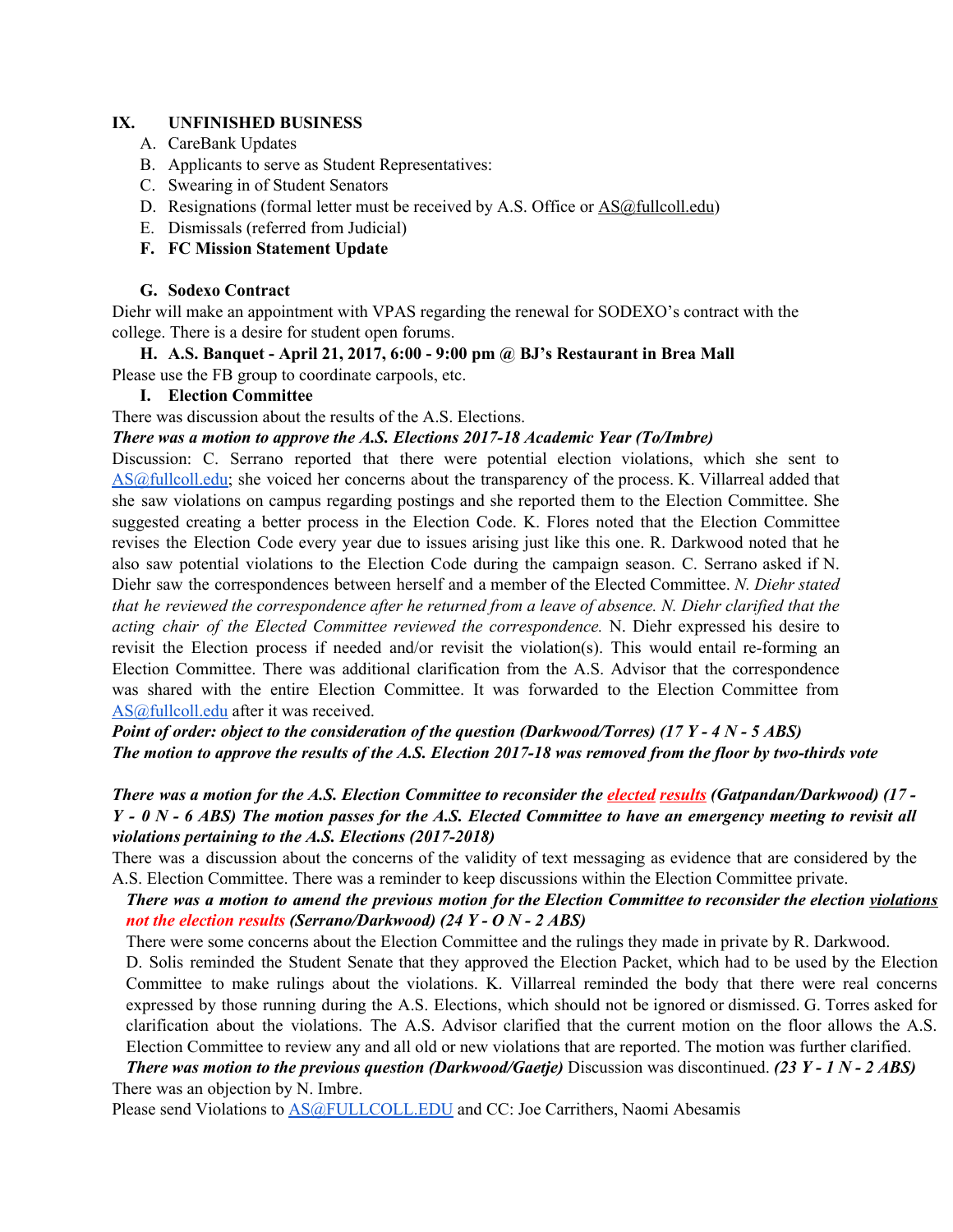**IX. UNFINISHED BUSINESS**

A. CareBank Updates
B. Applicants to serve as Student Representatives:
C. Swearing in of Student Senators
D. Resignations (formal letter must be received by A.S. Office or AS@fullcoll.edu)
E. Dismissals (referred from Judicial)
F. **FC Mission Statement Update**

G. **Sodexo Contract**

Diehr will make an appointment with VPAS regarding the renewal for SODEXO's contract with the college. There is a desire for student open forums.

H. **A.S. Banquet - April 21, 2017, 6:00 - 9:00 pm @ BJ's Restaurant in Brea Mall**

Please use the FB group to coordinate carpools, etc.

I. **Election Committee**

There was discussion about the results of the A.S. Elections.

***There was a motion to approve the A.S. Elections 2017-18 Academic Year (To/Imbre)***

Discussion: C. Serrano reported that there were potential election violations, which she sent to AS@fullcoll.edu; she voiced her concerns about the transparency of the process. K. Villarreal added that she saw violations on campus regarding postings and she reported them to the Election Committee. She suggested creating a better process in the Election Code. K. Flores noted that the Election Committee revises the Election Code every year due to issues arising just like this one. R. Darkwood noted that he also saw potential violations to the Election Code during the campaign season. C. Serrano asked if N. Diehr saw the correspondences between herself and a member of the Elected Committee. *N. Diehr stated that he reviewed the correspondence after he returned from a leave of absence. N. Diehr clarified that the acting chair of the Elected Committee reviewed the correspondence.* N. Diehr expressed his desire to revisit the Election process if needed and/or revisit the violation(s). This would entail re-forming an Election Committee. There was additional clarification from the A.S. Advisor that the correspondence was shared with the entire Election Committee. It was forwarded to the Election Committee from AS@fullcoll.edu after it was received.

***Point of order: object to the consideration of the question (Darkwood/Torres) (17 Y - 4 N - 5 ABS)***
***The motion to approve the results of the A.S. Election 2017-18 was removed from the floor by two-thirds vote***

***There was a motion for the A.S. Election Committee to reconsider the elected results (Gatpandan/Darkwood) (17 - Y - 0 N - 6 ABS) The motion passes for the A.S. Elected Committee to have an emergency meeting to revisit all violations pertaining to the A.S. Elections (2017-2018)***

There was a discussion about the concerns of the validity of text messaging as evidence that are considered by the A.S. Election Committee. There was a reminder to keep discussions within the Election Committee private.

***There was a motion to amend the previous motion for the Election Committee to reconsider the election violations not the election results (Serrano/Darkwood) (24 Y - O N - 2 ABS)***

There were some concerns about the Election Committee and the rulings they made in private by R. Darkwood.

D. Solis reminded the Student Senate that they approved the Election Packet, which had to be used by the Election Committee to make rulings about the violations. K. Villarreal reminded the body that there were real concerns expressed by those running during the A.S. Elections, which should not be ignored or dismissed. G. Torres asked for clarification about the violations. The A.S. Advisor clarified that the current motion on the floor allows the A.S. Election Committee to review any and all old or new violations that are reported. The motion was further clarified.

***There was motion to the previous question (Darkwood/Gaetje)*** Discussion was discontinued. ***(23 Y - 1 N - 2 ABS)***

There was an objection by N. Imbre.

Please send Violations to AS@FULLCOLL.EDU and CC: Joe Carrithers, Naomi Abesamis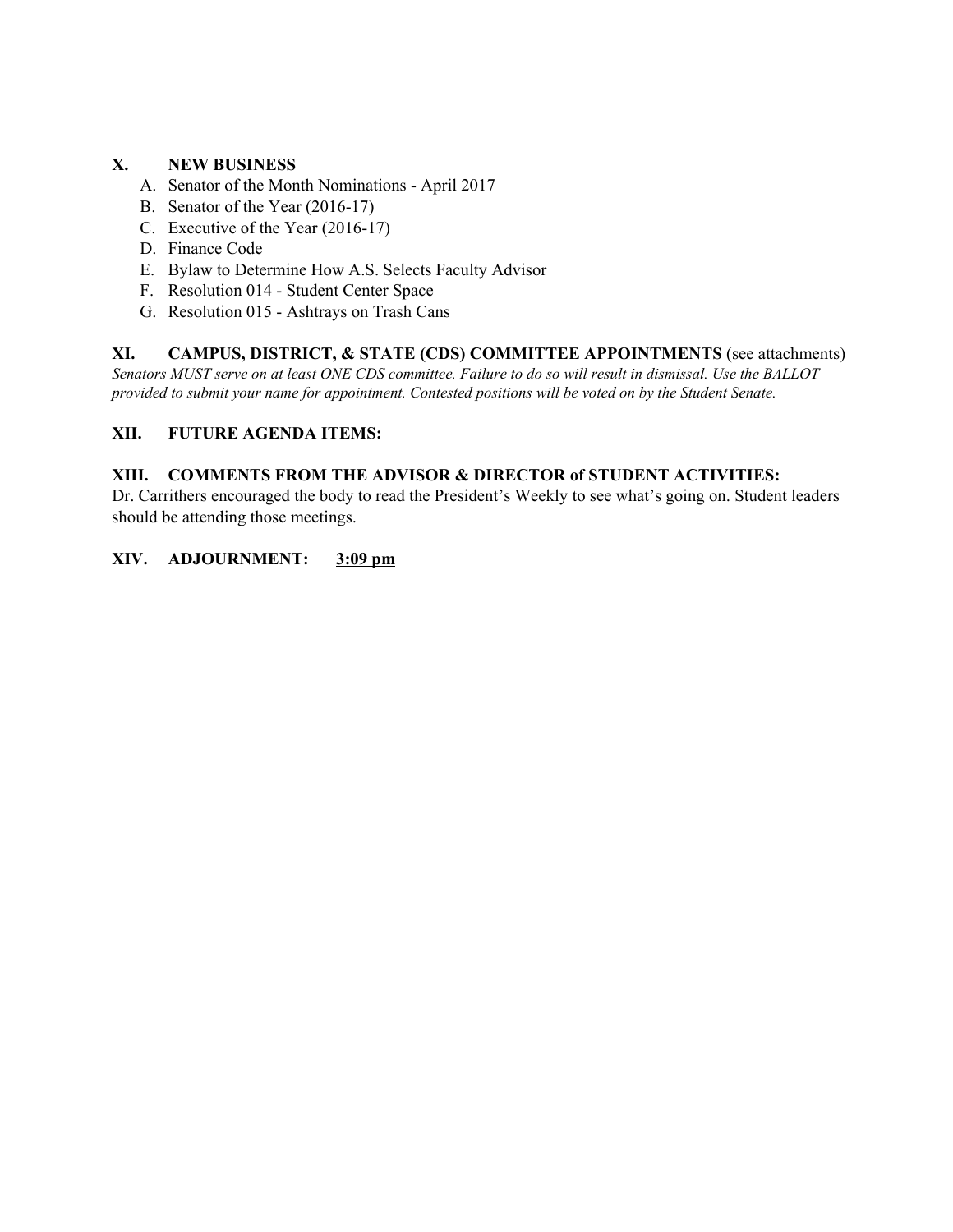## X. NEW BUSINESS

A. Senator of the Month Nominations - April 2017
B. Senator of the Year (2016-17)
C. Executive of the Year (2016-17)
D. Finance Code
E. Bylaw to Determine How A.S. Selects Faculty Advisor
F. Resolution 014 - Student Center Space
G. Resolution 015 - Ashtrays on Trash Cans

## XI. CAMPUS, DISTRICT, & STATE (CDS) COMMITTEE APPOINTMENTS (see attachments)

*Senators MUST serve on at least ONE CDS committee. Failure to do so will result in dismissal. Use the BALLOT provided to submit your name for appointment. Contested positions will be voted on by the Student Senate.*

## XII. FUTURE AGENDA ITEMS:

## XIII. COMMENTS FROM THE ADVISOR & DIRECTOR of STUDENT ACTIVITIES:

Dr. Carrithers encouraged the body to read the President's Weekly to see what's going on. Student leaders should be attending those meetings.

## XIV. ADJOURNMENT: 3:09 pm